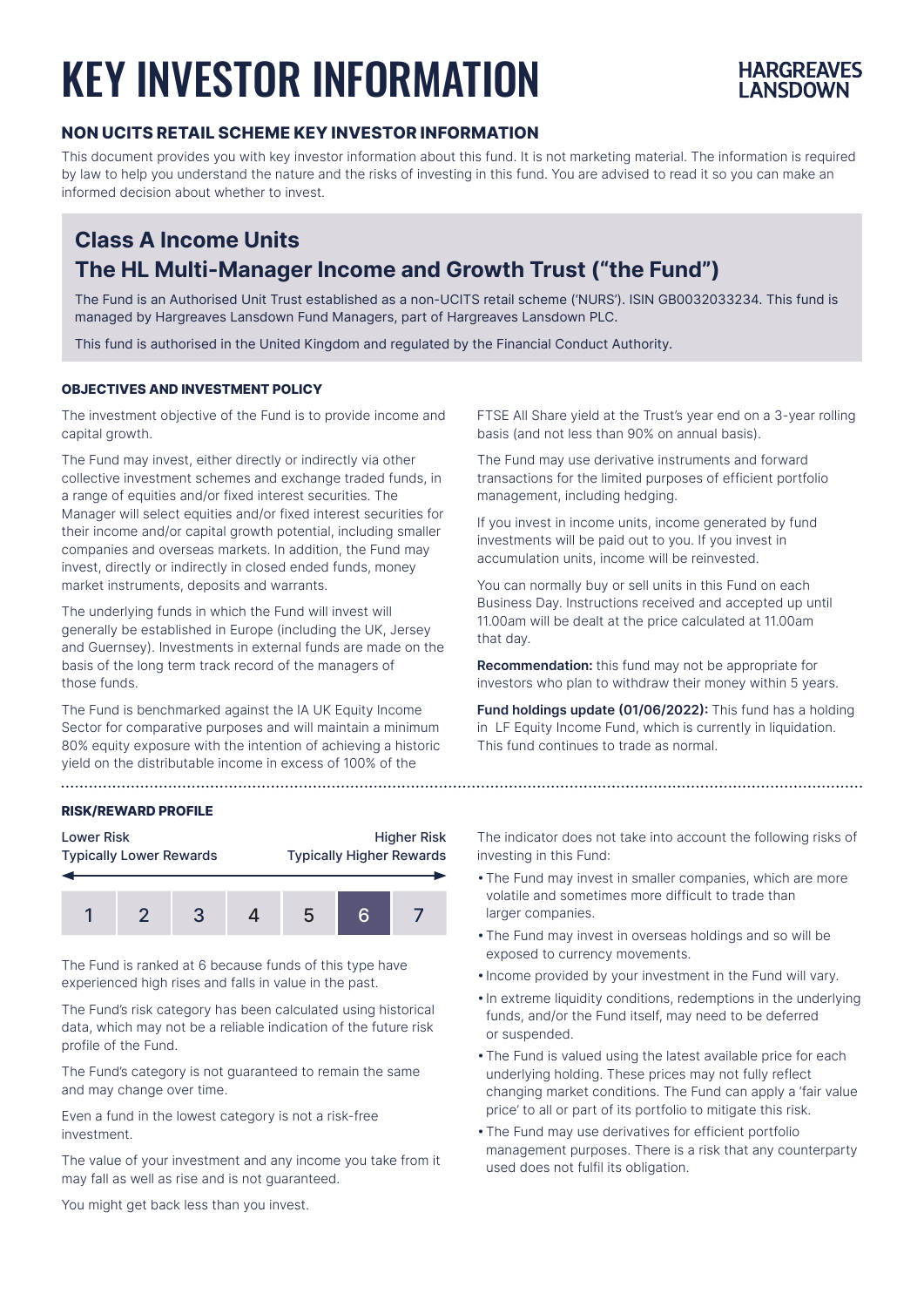# KEY INVESTOR INFORMATION

HARGREAVES LANSDOWN

## NON UCITS RETAIL SCHEME KEY INVESTOR INFORMATION

This document provides you with key investor information about this fund. It is not marketing material. The information is required by law to help you understand the nature and the risks of investing in this fund. You are advised to read it so you can make an informed decision about whether to invest.

## Class A Income Units
## The HL Multi-Manager Income and Growth Trust ("the Fund")

The Fund is an Authorised Unit Trust established as a non-UCITS retail scheme ('NURS'). ISIN GB0032033234. This fund is managed by Hargreaves Lansdown Fund Managers, part of Hargreaves Lansdown PLC.

This fund is authorised in the United Kingdom and regulated by the Financial Conduct Authority.

### OBJECTIVES AND INVESTMENT POLICY

The investment objective of the Fund is to provide income and capital growth.

The Fund may invest, either directly or indirectly via other collective investment schemes and exchange traded funds, in a range of equities and/or fixed interest securities. The Manager will select equities and/or fixed interest securities for their income and/or capital growth potential, including smaller companies and overseas markets. In addition, the Fund may invest, directly or indirectly in closed ended funds, money market instruments, deposits and warrants.

The underlying funds in which the Fund will invest will generally be established in Europe (including the UK, Jersey and Guernsey). Investments in external funds are made on the basis of the long term track record of the managers of those funds.

The Fund is benchmarked against the IA UK Equity Income Sector for comparative purposes and will maintain a minimum 80% equity exposure with the intention of achieving a historic yield on the distributable income in excess of 100% of the FTSE All Share yield at the Trust's year end on a 3-year rolling basis (and not less than 90% on annual basis).

The Fund may use derivative instruments and forward transactions for the limited purposes of efficient portfolio management, including hedging.

If you invest in income units, income generated by fund investments will be paid out to you. If you invest in accumulation units, income will be reinvested.

You can normally buy or sell units in this Fund on each Business Day. Instructions received and accepted up until 11.00am will be dealt at the price calculated at 11.00am that day.

**Recommendation:** this fund may not be appropriate for investors who plan to withdraw their money within 5 years.

**Fund holdings update (01/06/2022):** This fund has a holding in LF Equity Income Fund, which is currently in liquidation. This fund continues to trade as normal.

### RISK/REWARD PROFILE

Lower Risk — Typically Lower Rewards | Higher Risk — Typically Higher Rewards

| 1 | 2 | 3 | 4 | 5 | **6** | 7 |
|---|---|---|---|---|---|---|

The Fund is ranked at 6 because funds of this type have experienced high rises and falls in value in the past.

The Fund's risk category has been calculated using historical data, which may not be a reliable indication of the future risk profile of the Fund.

The Fund's category is not guaranteed to remain the same and may change over time.

Even a fund in the lowest category is not a risk-free investment.

The value of your investment and any income you take from it may fall as well as rise and is not guaranteed.

You might get back less than you invest.

The indicator does not take into account the following risks of investing in this Fund:

- The Fund may invest in smaller companies, which are more volatile and sometimes more difficult to trade than larger companies.
- The Fund may invest in overseas holdings and so will be exposed to currency movements.
- Income provided by your investment in the Fund will vary.
- In extreme liquidity conditions, redemptions in the underlying funds, and/or the Fund itself, may need to be deferred or suspended.
- The Fund is valued using the latest available price for each underlying holding. These prices may not fully reflect changing market conditions. The Fund can apply a 'fair value price' to all or part of its portfolio to mitigate this risk.
- The Fund may use derivatives for efficient portfolio management purposes. There is a risk that any counterparty used does not fulfil its obligation.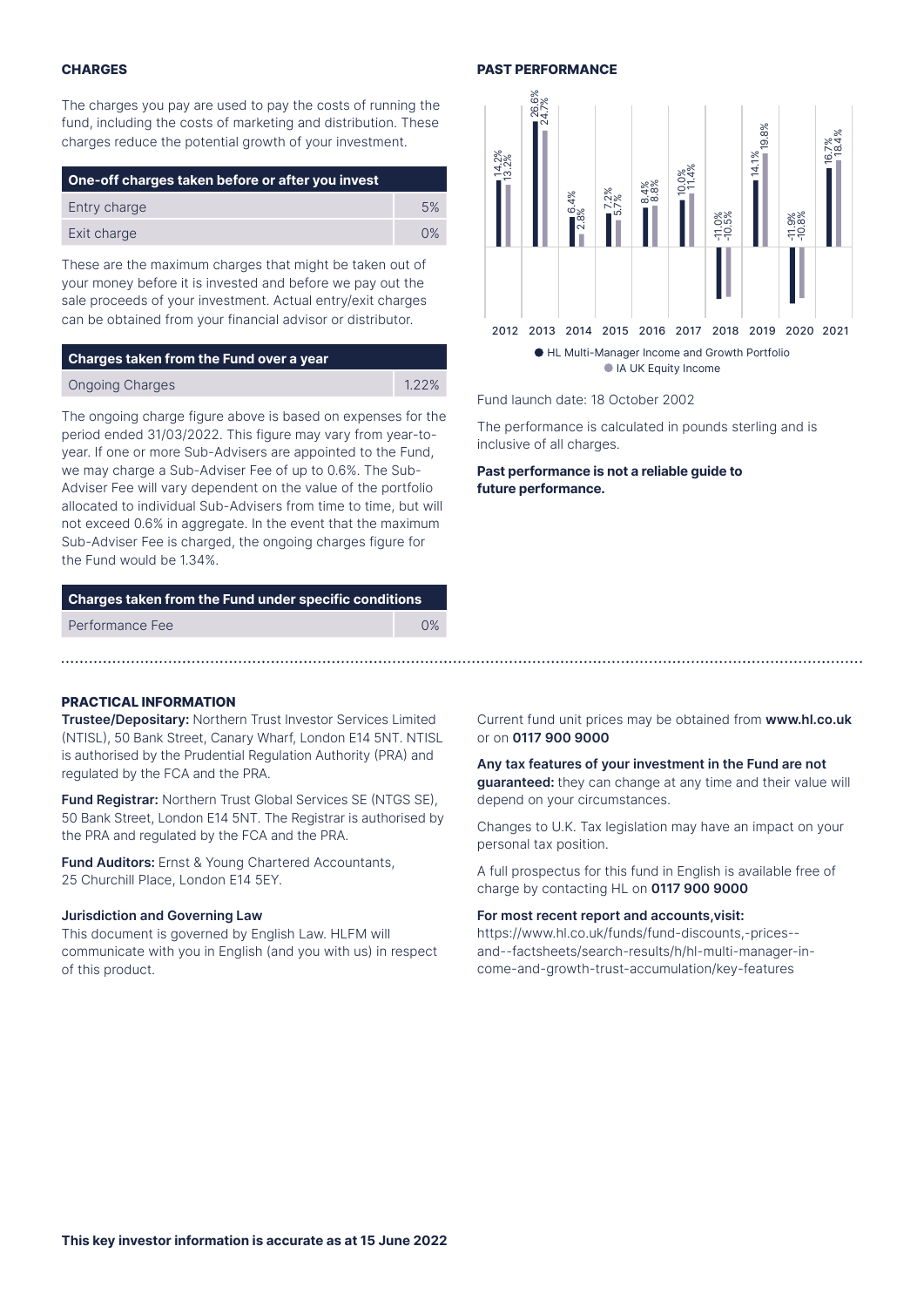## CHARGES

The charges you pay are used to pay the costs of running the fund, including the costs of marketing and distribution. These charges reduce the potential growth of your investment.

| One-off charges taken before or after you invest | |
|---|---|
| Entry charge | 5% |
| Exit charge | 0% |

These are the maximum charges that might be taken out of your money before it is invested and before we pay out the sale proceeds of your investment. Actual entry/exit charges can be obtained from your financial advisor or distributor.

| Charges taken from the Fund over a year | |
|---|---|
| Ongoing Charges | 1.22% |

The ongoing charge figure above is based on expenses for the period ended 31/03/2022. This figure may vary from year-to-year. If one or more Sub-Advisers are appointed to the Fund, we may charge a Sub-Adviser Fee of up to 0.6%. The Sub-Adviser Fee will vary dependent on the value of the portfolio allocated to individual Sub-Advisers from time to time, but will not exceed 0.6% in aggregate. In the event that the maximum Sub-Adviser Fee is charged, the ongoing charges figure for the Fund would be 1.34%.

| Charges taken from the Fund under specific conditions | |
|---|---|
| Performance Fee | 0% |

## PAST PERFORMANCE

14.2% 13.2%
26.6% 24.7%
6.4% 2.8%
7.2% 5.7%
8.4% 8.8%
10.0% 11.4%
-11.0% -10.5%
14.1% 19.8%
-11.9% -10.8%
16.7% 18.4%

2012 2013 2014 2015 2016 2017 2018 2019 2020 2021

● HL Multi-Manager Income and Growth Portfolio
● IA UK Equity Income

Fund launch date: 18 October 2002

The performance is calculated in pounds sterling and is inclusive of all charges.

**Past performance is not a reliable guide to future performance.**

## PRACTICAL INFORMATION

**Trustee/Depositary:** Northern Trust Investor Services Limited (NTISL), 50 Bank Street, Canary Wharf, London E14 5NT. NTISL is authorised by the Prudential Regulation Authority (PRA) and regulated by the FCA and the PRA.

**Fund Registrar:** Northern Trust Global Services SE (NTGS SE), 50 Bank Street, London E14 5NT. The Registrar is authorised by the PRA and regulated by the FCA and the PRA.

**Fund Auditors:** Ernst & Young Chartered Accountants, 25 Churchill Place, London E14 5EY.

**Jurisdiction and Governing Law**

This document is governed by English Law. HLFM will communicate with you in English (and you with us) in respect of this product.

Current fund unit prices may be obtained from **www.hl.co.uk** or on **0117 900 9000**

**Any tax features of your investment in the Fund are not guaranteed:** they can change at any time and their value will depend on your circumstances.

Changes to U.K. Tax legislation may have an impact on your personal tax position.

A full prospectus for this fund in English is available free of charge by contacting HL on **0117 900 9000**

**For most recent report and accounts,visit:**

https://www.hl.co.uk/funds/fund-discounts,-prices--and--factsheets/search-results/h/hl-multi-manager-income-and-growth-trust-accumulation/key-features

**This key investor information is accurate as at 15 June 2022**